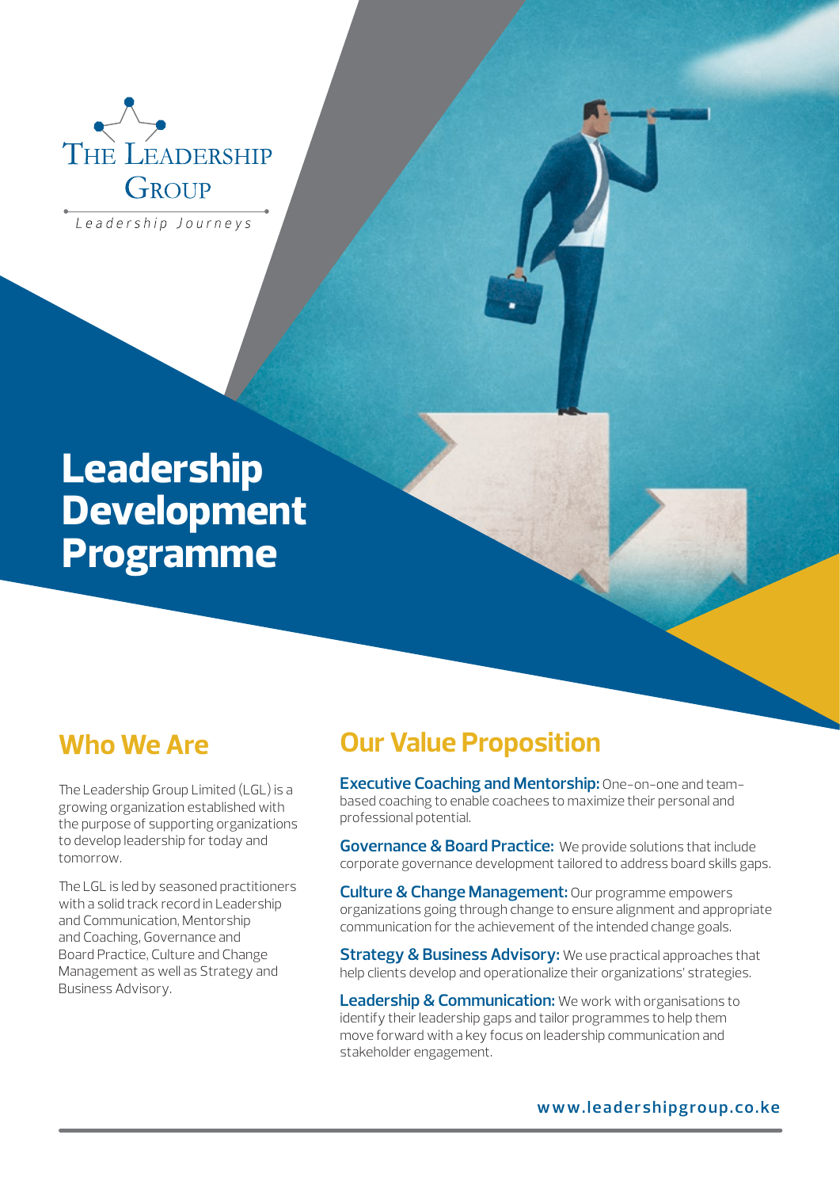The Leadership Group

*Leadership Journeys*

# Leadership Development Programme

## Who We Are

The Leadership Group Limited (LGL) is a growing organization established with the purpose of supporting organizations to develop leadership for today and tomorrow.

The LGL is led by seasoned practitioners with a solid track record in Leadership and Communication, Mentorship and Coaching, Governance and Board Practice, Culture and Change Management as well as Strategy and Business Advisory.

## Our Value Proposition

**Executive Coaching and Mentorship:** One-on-one and team-based coaching to enable coachees to maximize their personal and professional potential.

**Governance & Board Practice:** We provide solutions that include corporate governance development tailored to address board skills gaps.

**Culture & Change Management:** Our programme empowers organizations going through change to ensure alignment and appropriate communication for the achievement of the intended change goals.

**Strategy & Business Advisory:** We use practical approaches that help clients develop and operationalize their organizations' strategies.

**Leadership & Communication:** We work with organisations to identify their leadership gaps and tailor programmes to help them move forward with a key focus on leadership communication and stakeholder engagement.

www.leadershipgroup.co.ke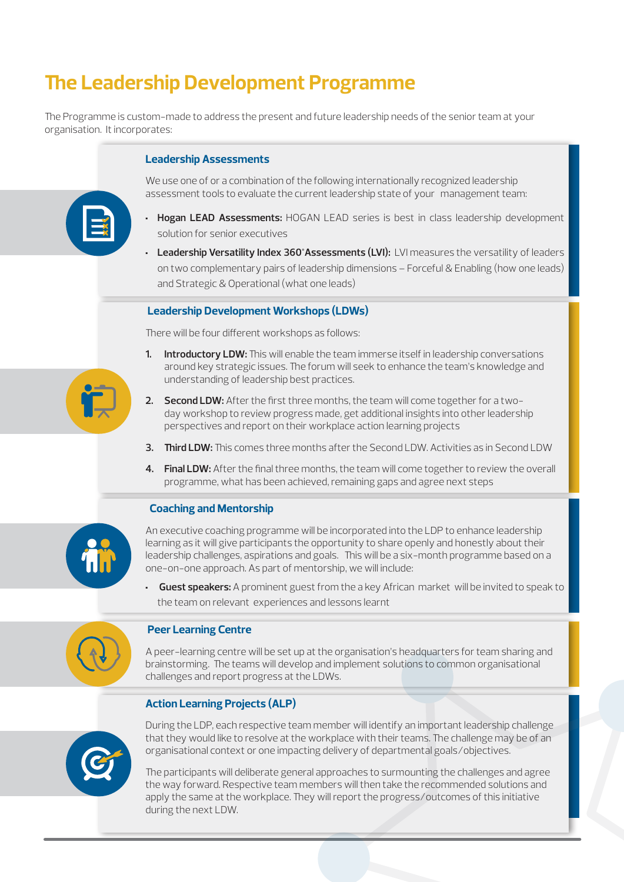# The Leadership Development Programme

The Programme is custom-made to address the present and future leadership needs of the senior team at your organisation. It incorporates:

## Leadership Assessments

We use one of or a combination of the following internationally recognized leadership assessment tools to evaluate the current leadership state of your management team:

- **Hogan LEAD Assessments:** HOGAN LEAD series is best in class leadership development solution for senior executives
- **Leadership Versatility Index 360°Assessments (LVI):** LVI measures the versatility of leaders on two complementary pairs of leadership dimensions – Forceful & Enabling (how one leads) and Strategic & Operational (what one leads)

## Leadership Development Workshops (LDWs)

There will be four different workshops as follows:

1. **Introductory LDW:** This will enable the team immerse itself in leadership conversations around key strategic issues. The forum will seek to enhance the team's knowledge and understanding of leadership best practices.
2. **Second LDW:** After the first three months, the team will come together for a two-day workshop to review progress made, get additional insights into other leadership perspectives and report on their workplace action learning projects
3. **Third LDW:** This comes three months after the Second LDW. Activities as in Second LDW
4. **Final LDW:** After the final three months, the team will come together to review the overall programme, what has been achieved, remaining gaps and agree next steps

## Coaching and Mentorship

An executive coaching programme will be incorporated into the LDP to enhance leadership learning as it will give participants the opportunity to share openly and honestly about their leadership challenges, aspirations and goals. This will be a six-month programme based on a one-on-one approach. As part of mentorship, we will include:

- **Guest speakers:** A prominent guest from the a key African market will be invited to speak to the team on relevant experiences and lessons learnt

## Peer Learning Centre

A peer-learning centre will be set up at the organisation's headquarters for team sharing and brainstorming. The teams will develop and implement solutions to common organisational challenges and report progress at the LDWs.

## Action Learning Projects (ALP)

During the LDP, each respective team member will identify an important leadership challenge that they would like to resolve at the workplace with their teams. The challenge may be of an organisational context or one impacting delivery of departmental goals/objectives.

The participants will deliberate general approaches to surmounting the challenges and agree the way forward. Respective team members will then take the recommended solutions and apply the same at the workplace. They will report the progress/outcomes of this initiative during the next LDW.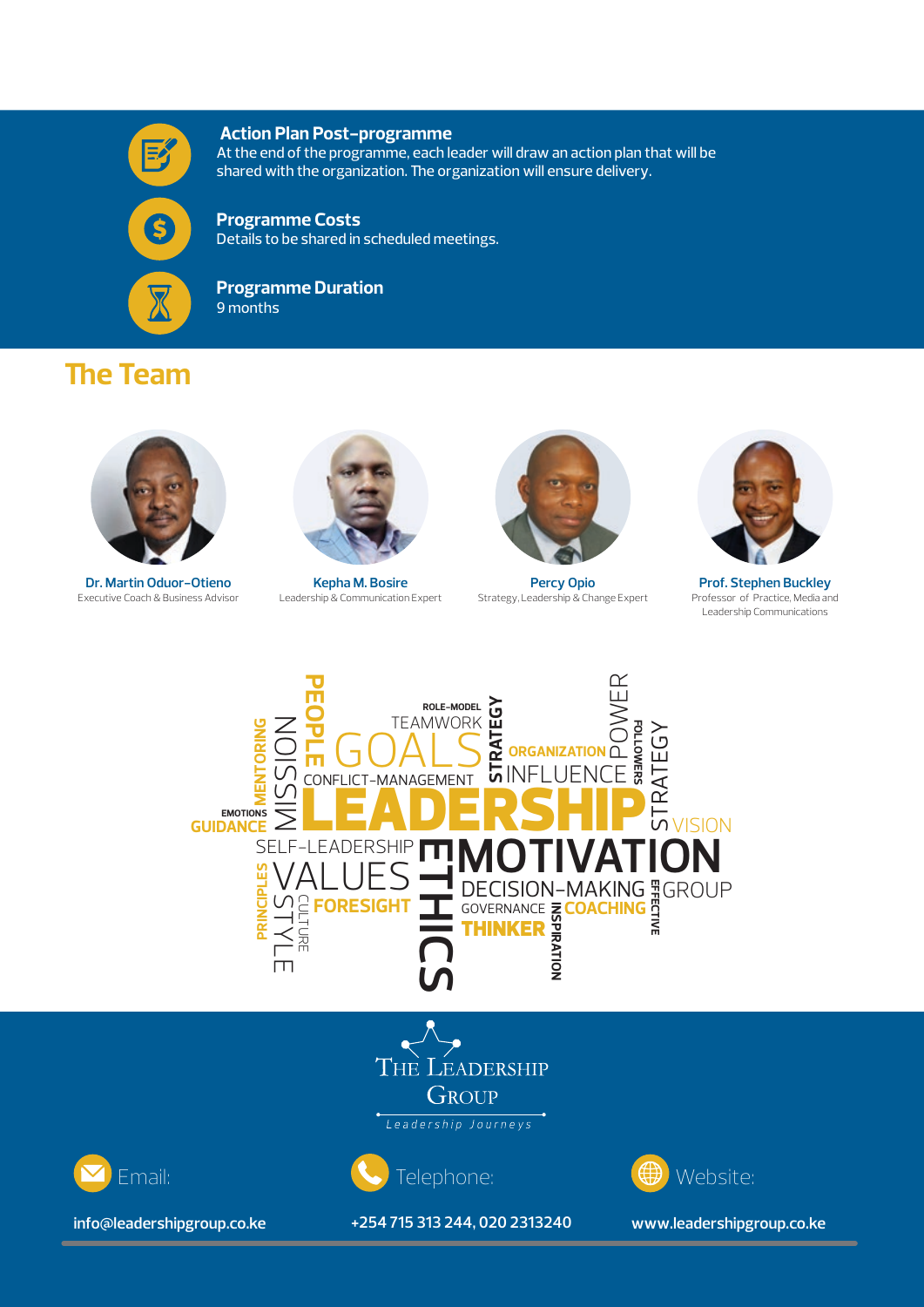### Action Plan Post-programme

At the end of the programme, each leader will draw an action plan that will be shared with the organization. The organization will ensure delivery.

### Programme Costs

Details to be shared in scheduled meetings.

### Programme Duration

9 months

## The Team

**Dr. Martin Oduor-Otieno**
Executive Coach & Business Advisor

**Kepha M. Bosire**
Leadership & Communication Expert

**Percy Opio**
Strategy, Leadership & Change Expert

**Prof. Stephen Buckley**
Professor of Practice, Media and Leadership Communications

THE LEADERSHIP GROUP

*Leadership Journeys*

Email: info@leadershipgroup.co.ke

Telephone: +254 715 313 244, 020 2313240

Website: www.leadershipgroup.co.ke